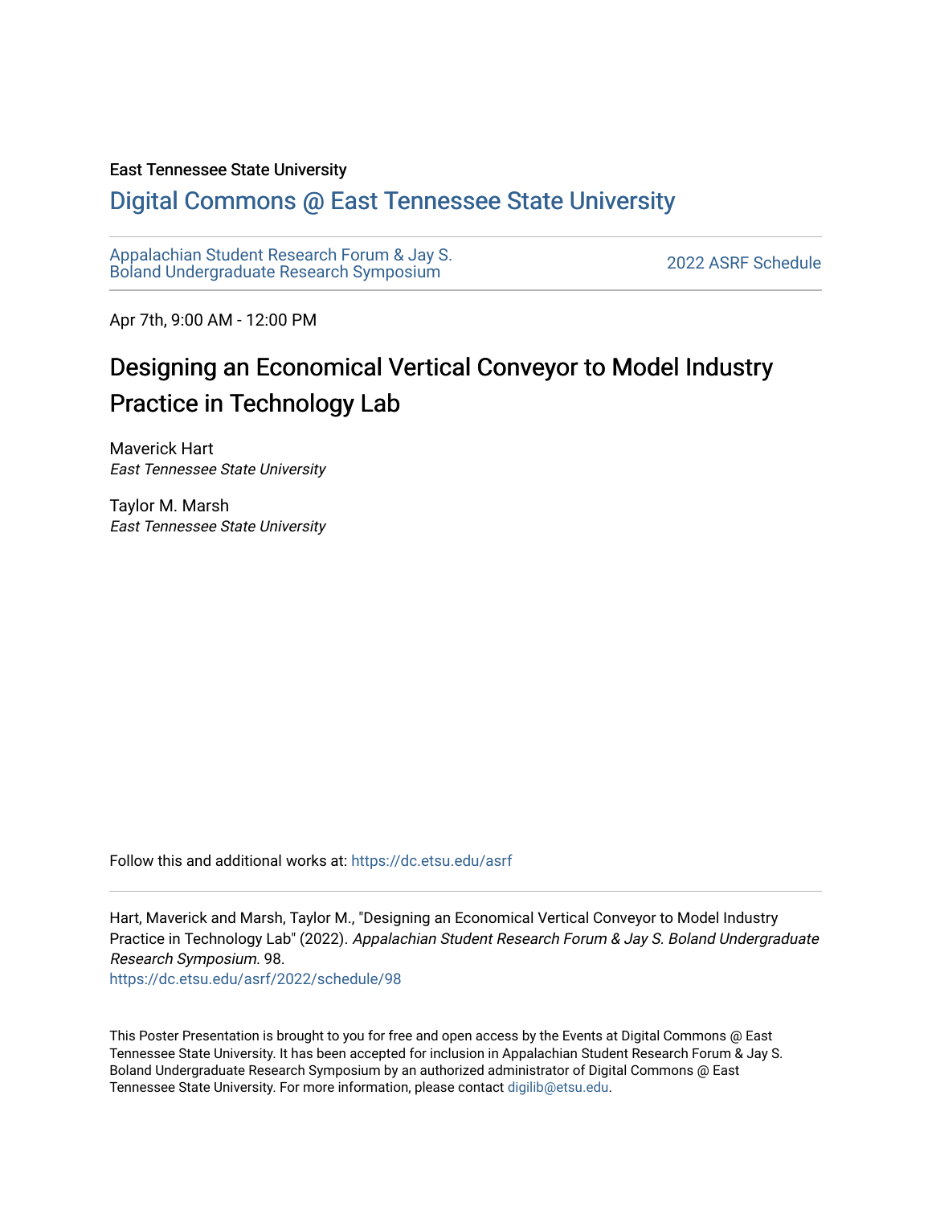East Tennessee State University

# Digital Commons @ East Tennessee State University

Appalachian Student Research Forum & Jay S. Boland Undergraduate Research Symposium

2022 ASRF Schedule

Apr 7th, 9:00 AM - 12:00 PM

## Designing an Economical Vertical Conveyor to Model Industry Practice in Technology Lab

Maverick Hart
*East Tennessee State University*

Taylor M. Marsh
*East Tennessee State University*

Follow this and additional works at: https://dc.etsu.edu/asrf

Hart, Maverick and Marsh, Taylor M., "Designing an Economical Vertical Conveyor to Model Industry Practice in Technology Lab" (2022). *Appalachian Student Research Forum & Jay S. Boland Undergraduate Research Symposium.* 98.
https://dc.etsu.edu/asrf/2022/schedule/98

This Poster Presentation is brought to you for free and open access by the Events at Digital Commons @ East Tennessee State University. It has been accepted for inclusion in Appalachian Student Research Forum & Jay S. Boland Undergraduate Research Symposium by an authorized administrator of Digital Commons @ East Tennessee State University. For more information, please contact digilib@etsu.edu.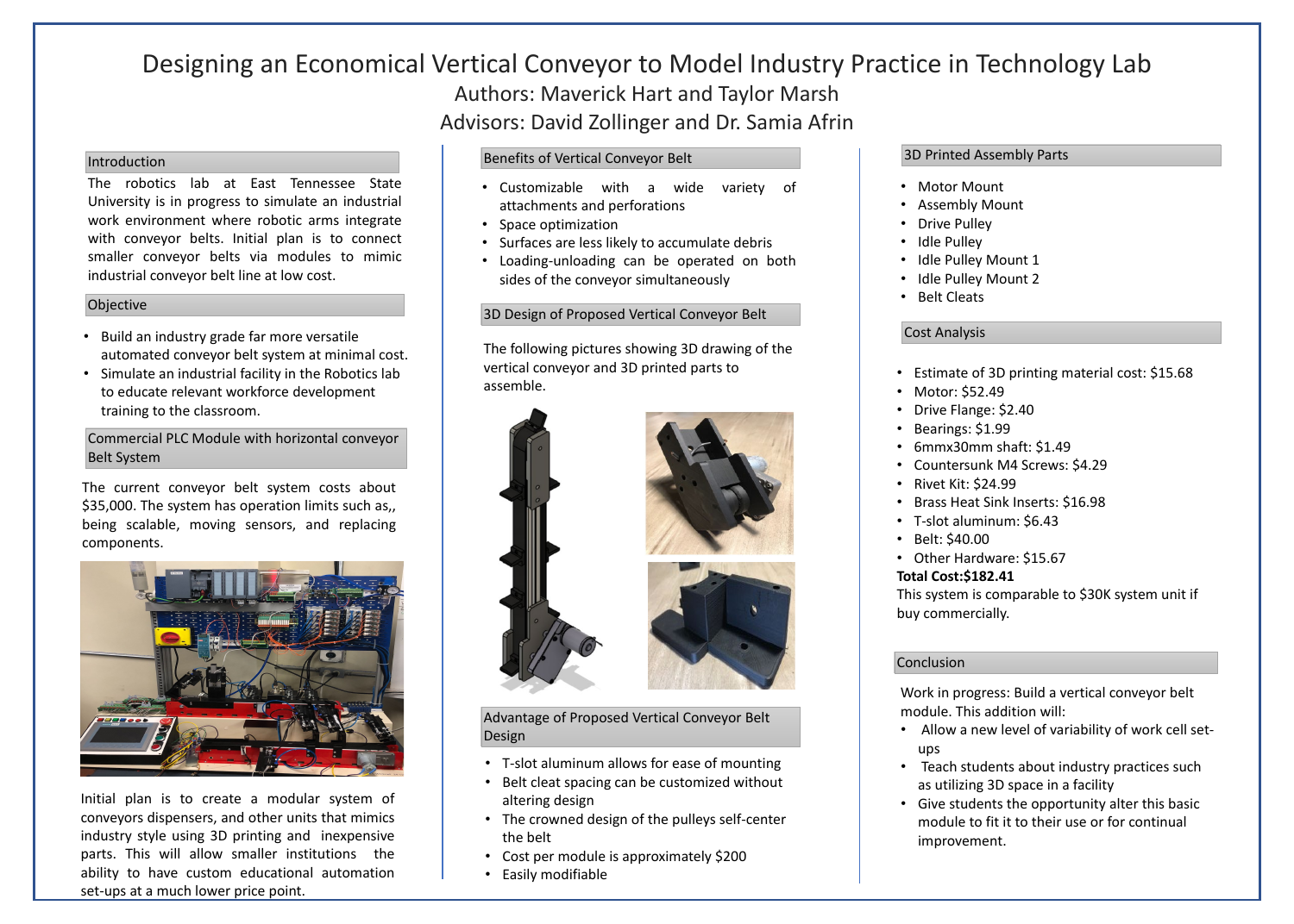# Designing an Economical Vertical Conveyor to Model Industry Practice in Technology Lab

Authors: Maverick Hart and Taylor Marsh

Advisors: David Zollinger and Dr. Samia Afrin

## Introduction

The robotics lab at East Tennessee State University is in progress to simulate an industrial work environment where robotic arms integrate with conveyor belts. Initial plan is to connect smaller conveyor belts via modules to mimic industrial conveyor belt line at low cost.

## Objective

- Build an industry grade far more versatile automated conveyor belt system at minimal cost.
- Simulate an industrial facility in the Robotics lab to educate relevant workforce development training to the classroom.

## Commercial PLC Module with horizontal conveyor Belt System

The current conveyor belt system costs about $35,000. The system has operation limits such as,, being scalable, moving sensors, and replacing components.

Initial plan is to create a modular system of conveyors dispensers, and other units that mimics industry style using 3D printing and inexpensive parts. This will allow smaller institutions the ability to have custom educational automation set-ups at a much lower price point.

## Benefits of Vertical Conveyor Belt

- Customizable with a wide variety of attachments and perforations
- Space optimization
- Surfaces are less likely to accumulate debris
- Loading-unloading can be operated on both sides of the conveyor simultaneously

## 3D Design of Proposed Vertical Conveyor Belt

The following pictures showing 3D drawing of the vertical conveyor and 3D printed parts to assemble.

## Advantage of Proposed Vertical Conveyor Belt Design

- T-slot aluminum allows for ease of mounting
- Belt cleat spacing can be customized without altering design
- The crowned design of the pulleys self-center the belt
- Cost per module is approximately $200
- Easily modifiable

## 3D Printed Assembly Parts

- Motor Mount
- Assembly Mount
- Drive Pulley
- Idle Pulley
- Idle Pulley Mount 1
- Idle Pulley Mount 2
- Belt Cleats

## Cost Analysis

- Estimate of 3D printing material cost: $15.68
- Motor: $52.49
- Drive Flange: $2.40
- Bearings: $1.99
- 6mmx30mm shaft: $1.49
- Countersunk M4 Screws: $4.29
- Rivet Kit: $24.99
- Brass Heat Sink Inserts: $16.98
- T-slot aluminum: $6.43
- Belt: $40.00
- Other Hardware: $15.67

**Total Cost:$182.41**

This system is comparable to $30K system unit if buy commercially.

## Conclusion

Work in progress: Build a vertical conveyor belt module. This addition will:

- Allow a new level of variability of work cell set-ups
- Teach students about industry practices such as utilizing 3D space in a facility
- Give students the opportunity alter this basic module to fit it to their use or for continual improvement.